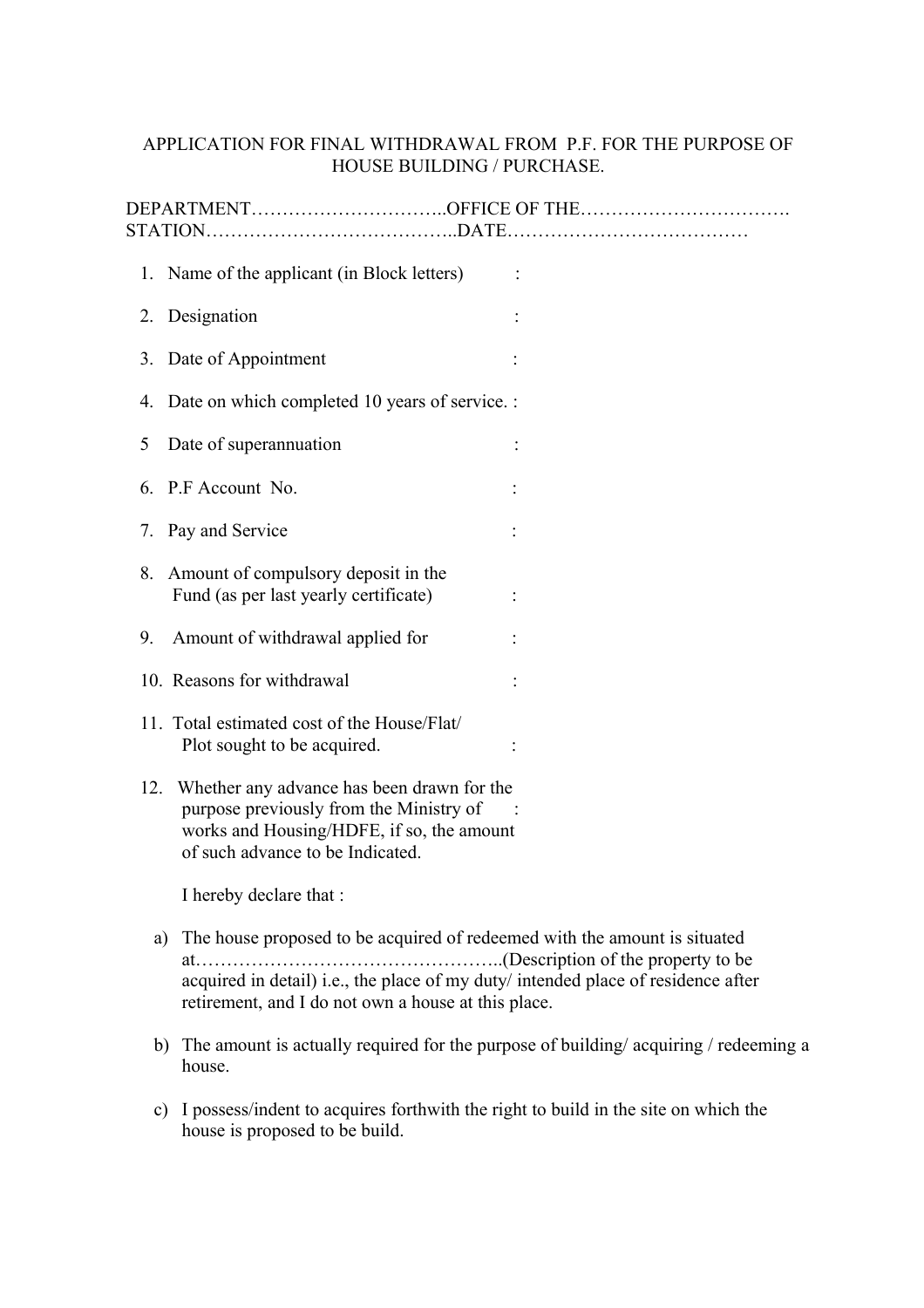# APPLICATION FOR FINAL WITHDRAWAL FROM P.F. FOR THE PURPOSE OF HOUSE BUILDING / PURCHASE.

DEPARTMENT…………………………..OFFICE OF THE…………………………….
STATION…………………………………..DATE…………………………………

1. Name of the applicant (in Block letters) :
2. Designation :
3. Date of Appointment :
4. Date on which completed 10 years of service. :
5 Date of superannuation :
6. P.F Account No. :
7. Pay and Service :
8. Amount of compulsory deposit in the Fund (as per last yearly certificate) :
9. Amount of withdrawal applied for :
10. Reasons for withdrawal :
11. Total estimated cost of the House/Flat/ Plot sought to be acquired. :
12. Whether any advance has been drawn for the purpose previously from the Ministry of works and Housing/HDFE, if so, the amount of such advance to be Indicated. :

I hereby declare that :

a) The house proposed to be acquired of redeemed with the amount is situated at…………………………………………..(Description of the property to be acquired in detail) i.e., the place of my duty/ intended place of residence after retirement, and I do not own a house at this place.

b) The amount is actually required for the purpose of building/ acquiring / redeeming a house.

c) I possess/indent to acquires forthwith the right to build in the site on which the house is proposed to be build.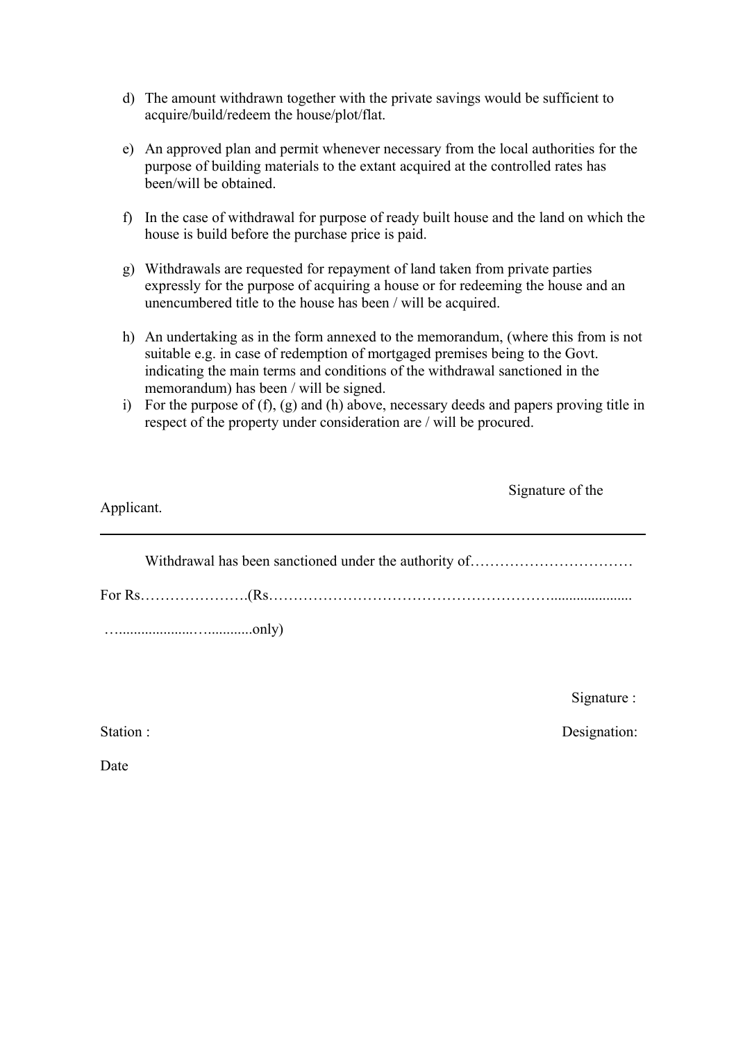d) The amount withdrawn together with the private savings would be sufficient to acquire/build/redeem the house/plot/flat.

e) An approved plan and permit whenever necessary from the local authorities for the purpose of building materials to the extant acquired at the controlled rates has been/will be obtained.

f) In the case of withdrawal for purpose of ready built house and the land on which the house is build before the purchase price is paid.

g) Withdrawals are requested for repayment of land taken from private parties expressly for the purpose of acquiring a house or for redeeming the house and an unencumbered title to the house has been / will be acquired.

h) An undertaking as in the form annexed to the memorandum, (where this from is not suitable e.g. in case of redemption of mortgaged premises being to the Govt. indicating the main terms and conditions of the withdrawal sanctioned in the memorandum) has been / will be signed.

i) For the purpose of (f), (g) and (h) above, necessary deeds and papers proving title in respect of the property under consideration are / will be procured.

Signature of the Applicant.

---

Withdrawal has been sanctioned under the authority of……………………………

For Rs………………….(Rs……………………………………………………......................

…...................….............only)

Signature :

Station :

Designation:

Date